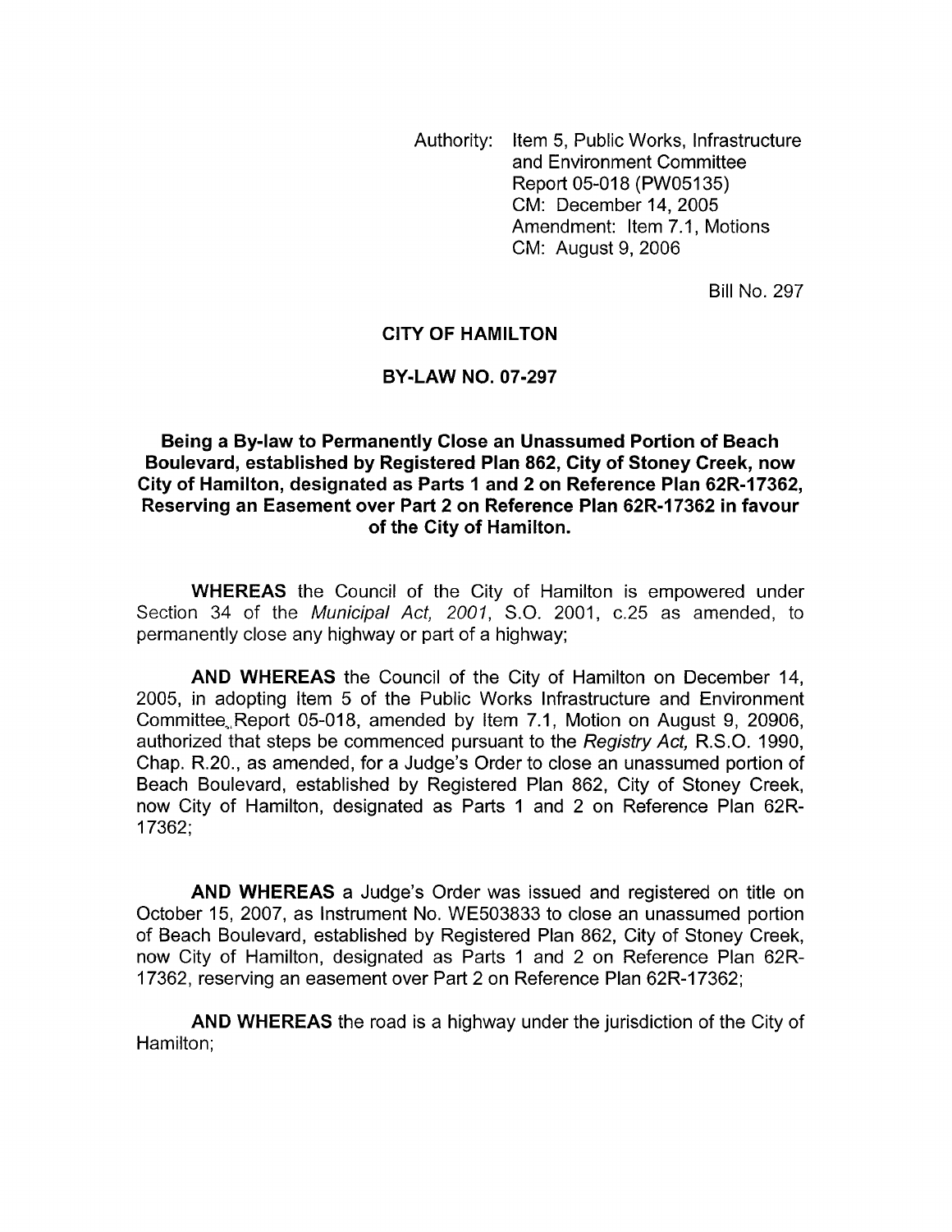Authority: Item 5, Public Works, Infrastructure and Environment Committee Report 05-018 (PW05135)
CM: December 14, 2005
Amendment: Item 7.1, Motions
CM: August 9, 2006

Bill No. 297

**CITY OF HAMILTON**

**BY-LAW NO. 07-297**

**Being a By-law to Permanently Close an Unassumed Portion of Beach Boulevard, established by Registered Plan 862, City of Stoney Creek, now City of Hamilton, designated as Parts 1 and 2 on Reference Plan 62R-17362, Reserving an Easement over Part 2 on Reference Plan 62R-17362 in favour of the City of Hamilton.**

**WHEREAS** the Council of the City of Hamilton is empowered under Section 34 of the *Municipal Act, 2001*, S.O. 2001, c.25 as amended, to permanently close any highway or part of a highway;

**AND WHEREAS** the Council of the City of Hamilton on December 14, 2005, in adopting Item 5 of the Public Works Infrastructure and Environment Committee, Report 05-018, amended by Item 7.1, Motion on August 9, 20906, authorized that steps be commenced pursuant to the *Registry Act,* R.S.O. 1990, Chap. R.20., as amended, for a Judge's Order to close an unassumed portion of Beach Boulevard, established by Registered Plan 862, City of Stoney Creek, now City of Hamilton, designated as Parts 1 and 2 on Reference Plan 62R-17362;

**AND WHEREAS** a Judge's Order was issued and registered on title on October 15, 2007, as Instrument No. WE503833 to close an unassumed portion of Beach Boulevard, established by Registered Plan 862, City of Stoney Creek, now City of Hamilton, designated as Parts 1 and 2 on Reference Plan 62R-17362, reserving an easement over Part 2 on Reference Plan 62R-17362;

**AND WHEREAS** the road is a highway under the jurisdiction of the City of Hamilton;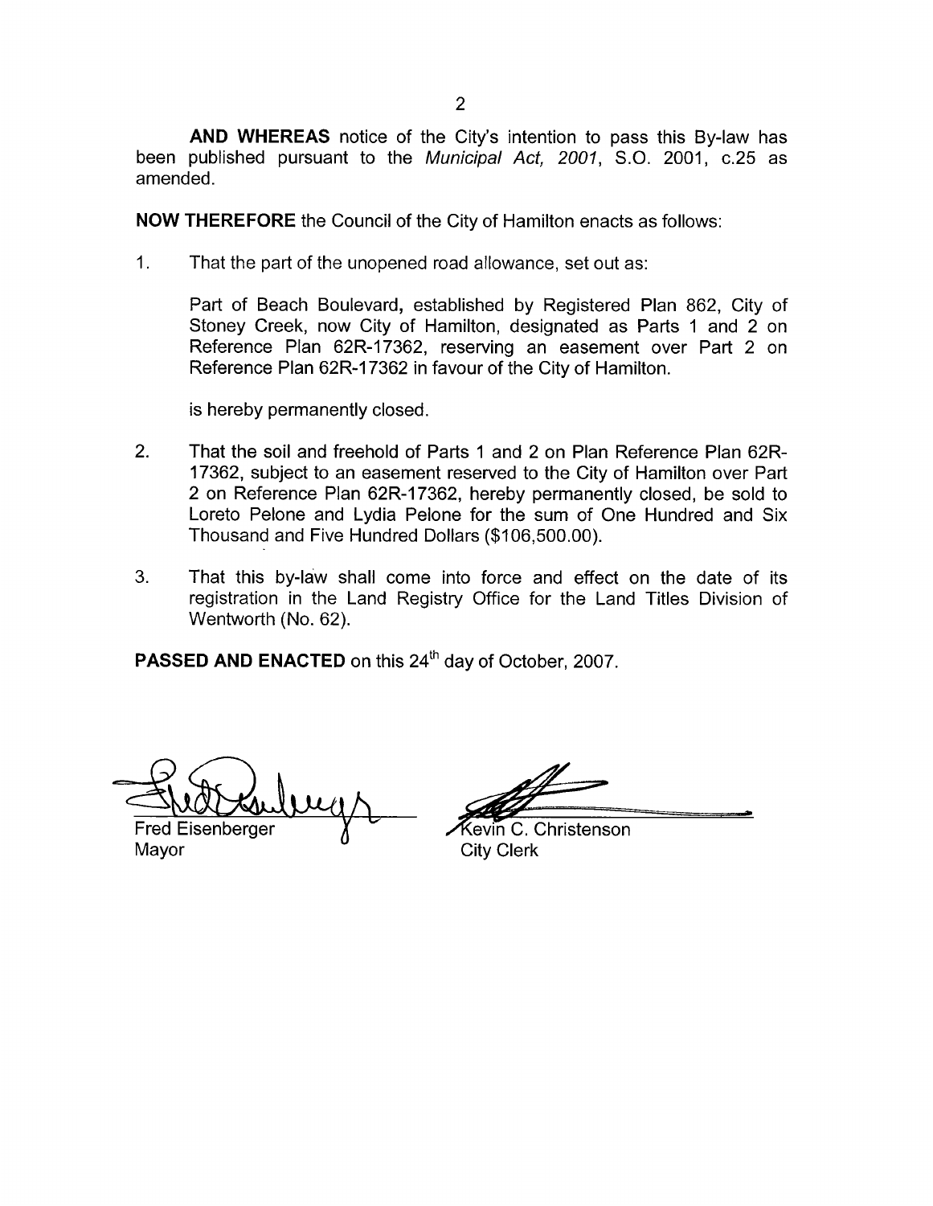**AND WHEREAS** notice of the City's intention to pass this By-law has been published pursuant to the *Municipal Act, 2001*, S.O. 2001, c.25 as amended.

**NOW THEREFORE** the Council of the City of Hamilton enacts as follows:

1. That the part of the unopened road allowance, set out as:

   Part of Beach Boulevard, established by Registered Plan 862, City of Stoney Creek, now City of Hamilton, designated as Parts 1 and 2 on Reference Plan 62R-17362, reserving an easement over Part 2 on Reference Plan 62R-17362 in favour of the City of Hamilton.

   is hereby permanently closed.

2. That the soil and freehold of Parts 1 and 2 on Plan Reference Plan 62R-17362, subject to an easement reserved to the City of Hamilton over Part 2 on Reference Plan 62R-17362, hereby permanently closed, be sold to Loreto Pelone and Lydia Pelone for the sum of One Hundred and Six Thousand and Five Hundred Dollars ($106,500.00).

3. That this by-law shall come into force and effect on the date of its registration in the Land Registry Office for the Land Titles Division of Wentworth (No. 62).

**PASSED AND ENACTED** on this 24th day of October, 2007.

Fred Eisenberger
Mayor

Kevin C. Christenson
City Clerk